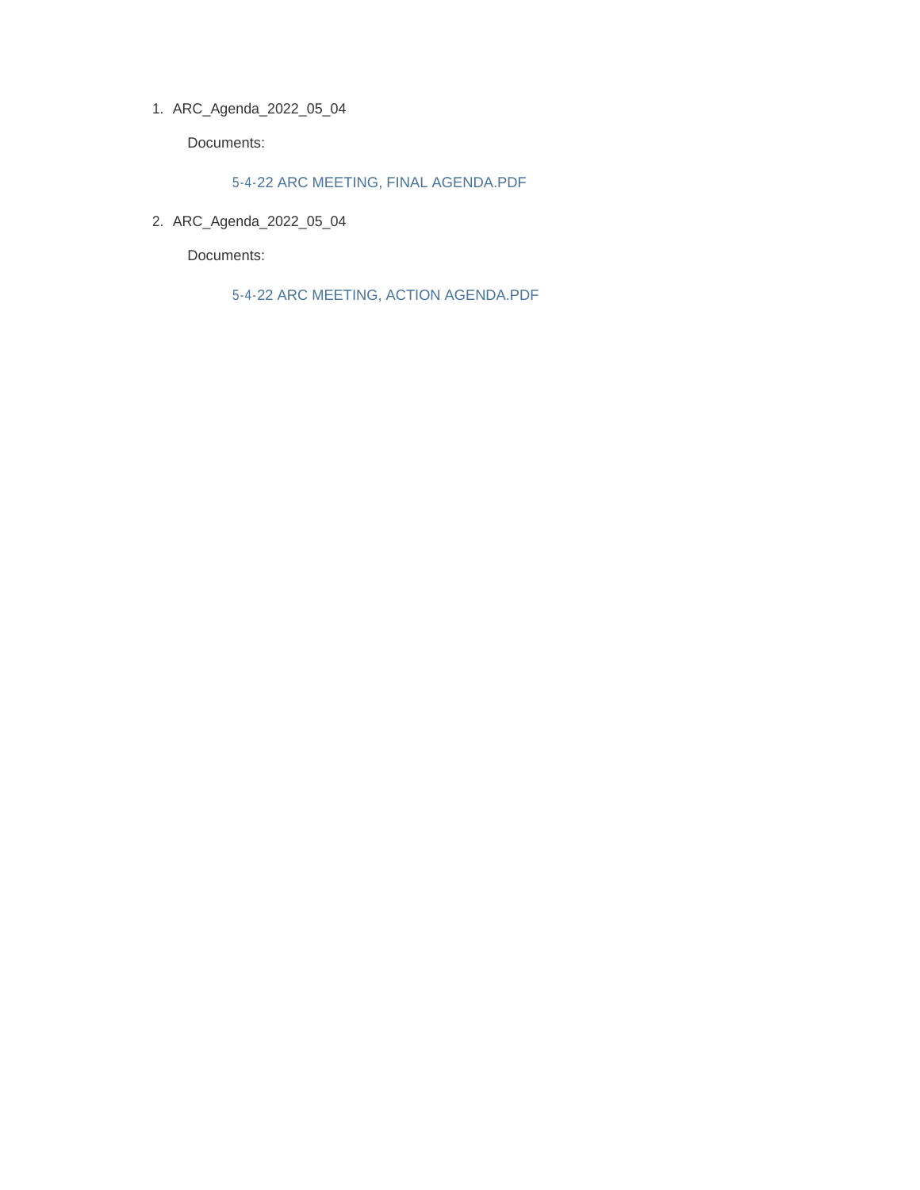1. ARC_Agenda_2022_05_04

    Documents:

    5-4-22 ARC MEETING, FINAL AGENDA.PDF

2. ARC_Agenda_2022_05_04

    Documents:

    5-4-22 ARC MEETING, ACTION AGENDA.PDF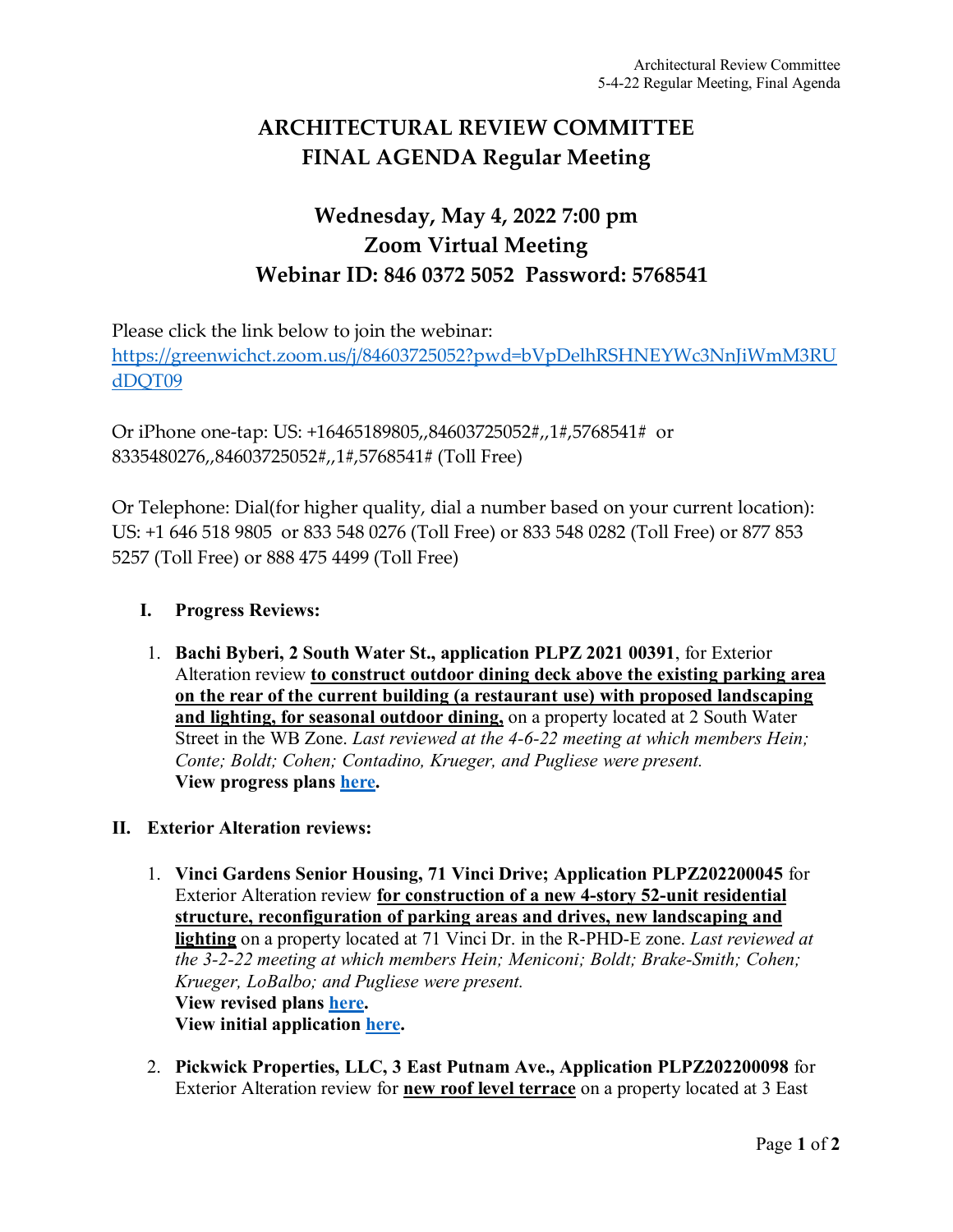# ARCHITECTURAL REVIEW COMMITTEE
# FINAL AGENDA Regular Meeting

## Wednesday, May 4, 2022 7:00 pm
## Zoom Virtual Meeting
## Webinar ID: 846 0372 5052  Password: 5768541

Please click the link below to join the webinar:
https://greenwichct.zoom.us/j/84603725052?pwd=bVpDelhRSHNEYWc3NnJiWmM3RUdDQT09

Or iPhone one-tap: US: +16465189805,,84603725052#,,1#,5768541# or 8335480276,,84603725052#,,1#,5768541# (Toll Free)

Or Telephone: Dial(for higher quality, dial a number based on your current location): US: +1 646 518 9805 or 833 548 0276 (Toll Free) or 833 548 0282 (Toll Free) or 877 853 5257 (Toll Free) or 888 475 4499 (Toll Free)

**I. Progress Reviews:**

1. **Bachi Byberi, 2 South Water St., application PLPZ 2021 00391**, for Exterior Alteration review **to construct outdoor dining deck above the existing parking area on the rear of the current building (a restaurant use) with proposed landscaping and lighting, for seasonal outdoor dining,** on a property located at 2 South Water Street in the WB Zone. *Last reviewed at the 4-6-22 meeting at which members Hein; Conte; Boldt; Cohen; Contadino, Krueger, and Pugliese were present.*
   **View progress plans here.**

**II. Exterior Alteration reviews:**

1. **Vinci Gardens Senior Housing, 71 Vinci Drive; Application PLPZ202200045** for Exterior Alteration review **for construction of a new 4-story 52-unit residential structure, reconfiguration of parking areas and drives, new landscaping and lighting** on a property located at 71 Vinci Dr. in the R-PHD-E zone. *Last reviewed at the 3-2-22 meeting at which members Hein; Meniconi; Boldt; Brake-Smith; Cohen; Krueger, LoBalbo; and Pugliese were present.*
   **View revised plans here.**
   **View initial application here.**

2. **Pickwick Properties, LLC, 3 East Putnam Ave., Application PLPZ202200098** for Exterior Alteration review for **new roof level terrace** on a property located at 3 East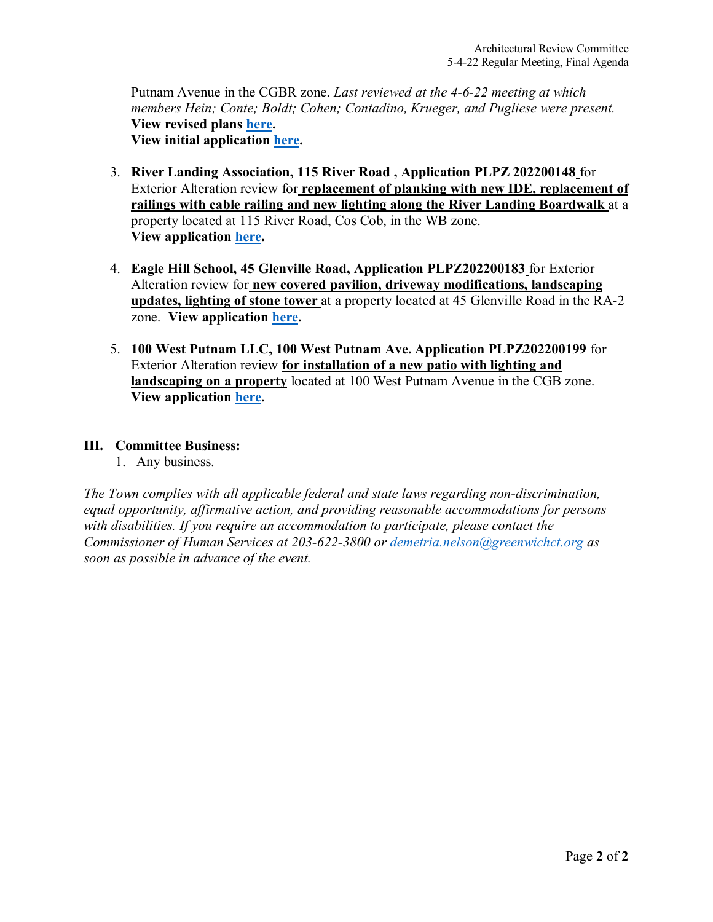Putnam Avenue in the CGBR zone. *Last reviewed at the 4-6-22 meeting at which members Hein; Conte; Boldt; Cohen; Contadino, Krueger, and Pugliese were present.*
**View revised plans here.**
**View initial application here.**

3. **River Landing Association, 115 River Road , Application PLPZ 202200148** for Exterior Alteration review for **replacement of planking with new IDE, replacement of railings with cable railing and new lighting along the River Landing Boardwalk** at a property located at 115 River Road, Cos Cob, in the WB zone.
   **View application here.**

4. **Eagle Hill School, 45 Glenville Road, Application PLPZ202200183** for Exterior Alteration review for **new covered pavilion, driveway modifications, landscaping updates, lighting of stone tower** at a property located at 45 Glenville Road in the RA-2 zone. **View application here.**

5. **100 West Putnam LLC, 100 West Putnam Ave. Application PLPZ202200199** for Exterior Alteration review **for installation of a new patio with lighting and landscaping on a property** located at 100 West Putnam Avenue in the CGB zone.
   **View application here.**

## III. Committee Business:

1. Any business.

*The Town complies with all applicable federal and state laws regarding non-discrimination, equal opportunity, affirmative action, and providing reasonable accommodations for persons with disabilities. If you require an accommodation to participate, please contact the Commissioner of Human Services at 203-622-3800 or demetria.nelson@greenwichct.org as soon as possible in advance of the event.*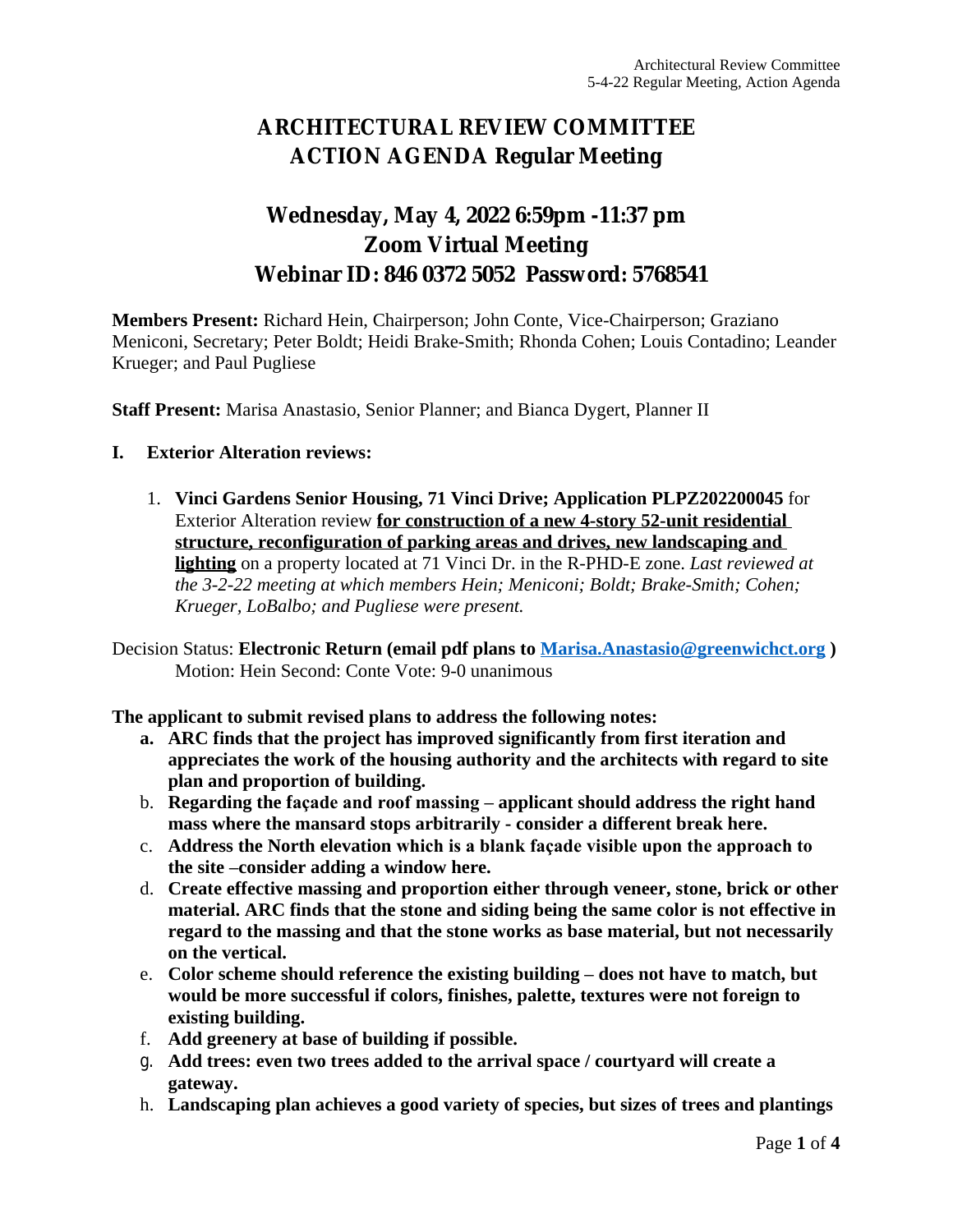# ARCHITECTURAL REVIEW COMMITTEE
# ACTION AGENDA Regular Meeting

## Wednesday, May 4, 2022 6:59pm -11:37 pm
## Zoom Virtual Meeting
## Webinar ID: 846 0372 5052 Password: 5768541

**Members Present:** Richard Hein, Chairperson; John Conte, Vice-Chairperson; Graziano Meniconi, Secretary; Peter Boldt; Heidi Brake-Smith; Rhonda Cohen; Louis Contadino; Leander Krueger; and Paul Pugliese

**Staff Present:** Marisa Anastasio, Senior Planner; and Bianca Dygert, Planner II

**I. Exterior Alteration reviews:**

1. **Vinci Gardens Senior Housing, 71 Vinci Drive; Application PLPZ202200045** for Exterior Alteration review **for construction of a new 4-story 52-unit residential structure, reconfiguration of parking areas and drives, new landscaping and lighting** on a property located at 71 Vinci Dr. in the R-PHD-E zone. *Last reviewed at the 3-2-22 meeting at which members Hein; Meniconi; Boldt; Brake-Smith; Cohen; Krueger, LoBalbo; and Pugliese were present.*

Decision Status: **Electronic Return (email pdf plans to [Marisa.Anastasio@greenwichct.org](mailto:Marisa.Anastasio@greenwichct.org) )**
Motion: Hein Second: Conte Vote: 9-0 unanimous

**The applicant to submit revised plans to address the following notes:**

a. **ARC finds that the project has improved significantly from first iteration and appreciates the work of the housing authority and the architects with regard to site plan and proportion of building.**
b. **Regarding the façade and roof massing – applicant should address the right hand mass where the mansard stops arbitrarily - consider a different break here.**
c. **Address the North elevation which is a blank façade visible upon the approach to the site –consider adding a window here.**
d. **Create effective massing and proportion either through veneer, stone, brick or other material. ARC finds that the stone and siding being the same color is not effective in regard to the massing and that the stone works as base material, but not necessarily on the vertical.**
e. **Color scheme should reference the existing building – does not have to match, but would be more successful if colors, finishes, palette, textures were not foreign to existing building.**
f. **Add greenery at base of building if possible.**
g. **Add trees: even two trees added to the arrival space / courtyard will create a gateway.**
h. **Landscaping plan achieves a good variety of species, but sizes of trees and plantings**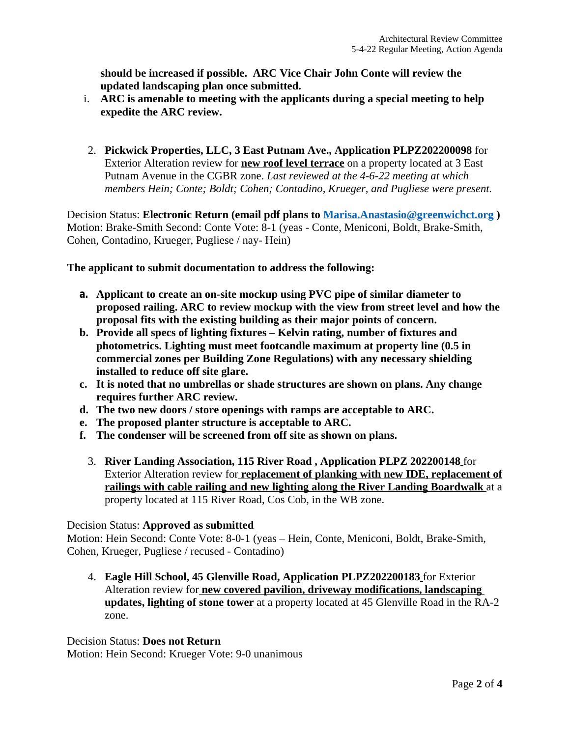**should be increased if possible. ARC Vice Chair John Conte will review the updated landscaping plan once submitted.**

i. **ARC is amenable to meeting with the applicants during a special meeting to help expedite the ARC review.**

2. **Pickwick Properties, LLC, 3 East Putnam Ave., Application PLPZ202200098** for Exterior Alteration review for **new roof level terrace** on a property located at 3 East Putnam Avenue in the CGBR zone. *Last reviewed at the 4-6-22 meeting at which members Hein; Conte; Boldt; Cohen; Contadino, Krueger, and Pugliese were present.*

Decision Status: **Electronic Return (email pdf plans to Marisa.Anastasio@greenwichct.org )**
Motion: Brake-Smith Second: Conte Vote: 8-1 (yeas - Conte, Meniconi, Boldt, Brake-Smith, Cohen, Contadino, Krueger, Pugliese / nay- Hein)

**The applicant to submit documentation to address the following:**

- **a. Applicant to create an on-site mockup using PVC pipe of similar diameter to proposed railing. ARC to review mockup with the view from street level and how the proposal fits with the existing building as their major points of concern.**
- **b. Provide all specs of lighting fixtures – Kelvin rating, number of fixtures and photometrics. Lighting must meet footcandle maximum at property line (0.5 in commercial zones per Building Zone Regulations) with any necessary shielding installed to reduce off site glare.**
- **c. It is noted that no umbrellas or shade structures are shown on plans. Any change requires further ARC review.**
- **d. The two new doors / store openings with ramps are acceptable to ARC.**
- **e. The proposed planter structure is acceptable to ARC.**
- **f. The condenser will be screened from off site as shown on plans.**

3. **River Landing Association, 115 River Road , Application PLPZ 202200148** for Exterior Alteration review for **replacement of planking with new IDE, replacement of railings with cable railing and new lighting along the River Landing Boardwalk** at a property located at 115 River Road, Cos Cob, in the WB zone.

Decision Status: **Approved as submitted**
Motion: Hein Second: Conte Vote: 8-0-1 (yeas – Hein, Conte, Meniconi, Boldt, Brake-Smith, Cohen, Krueger, Pugliese / recused - Contadino)

4. **Eagle Hill School, 45 Glenville Road, Application PLPZ202200183** for Exterior Alteration review for **new covered pavilion, driveway modifications, landscaping updates, lighting of stone tower** at a property located at 45 Glenville Road in the RA-2 zone.

Decision Status: **Does not Return**
Motion: Hein Second: Krueger Vote: 9-0 unanimous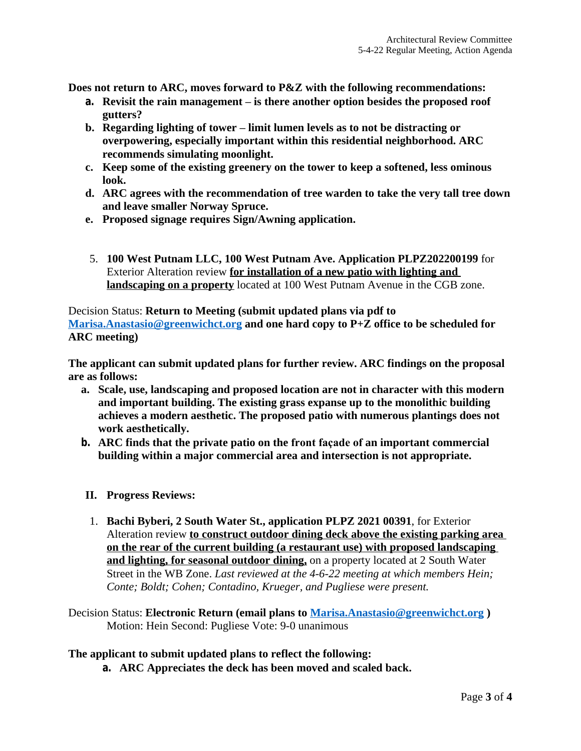**Does not return to ARC, moves forward to P&Z with the following recommendations:**

- **a. Revisit the rain management – is there another option besides the proposed roof gutters?**
- **b. Regarding lighting of tower – limit lumen levels as to not be distracting or overpowering, especially important within this residential neighborhood. ARC recommends simulating moonlight.**
- **c. Keep some of the existing greenery on the tower to keep a softened, less ominous look.**
- **d. ARC agrees with the recommendation of tree warden to take the very tall tree down and leave smaller Norway Spruce.**
- **e. Proposed signage requires Sign/Awning application.**

5. **100 West Putnam LLC, 100 West Putnam Ave. Application PLPZ202200199** for Exterior Alteration review **for installation of a new patio with lighting and landscaping on a property** located at 100 West Putnam Avenue in the CGB zone.

Decision Status: **Return to Meeting (submit updated plans via pdf to [Marisa.Anastasio@greenwichct.org](mailto:Marisa.Anastasio@greenwichct.org) and one hard copy to P+Z office to be scheduled for ARC meeting)**

**The applicant can submit updated plans for further review. ARC findings on the proposal are as follows:**

- **a. Scale, use, landscaping and proposed location are not in character with this modern and important building. The existing grass expanse up to the monolithic building achieves a modern aesthetic. The proposed patio with numerous plantings does not work aesthetically.**
- **b. ARC finds that the private patio on the front façade of an important commercial building within a major commercial area and intersection is not appropriate.**

## II. Progress Reviews:

1. **Bachi Byberi, 2 South Water St., application PLPZ 2021 00391**, for Exterior Alteration review **to construct outdoor dining deck above the existing parking area on the rear of the current building (a restaurant use) with proposed landscaping and lighting, for seasonal outdoor dining,** on a property located at 2 South Water Street in the WB Zone. *Last reviewed at the 4-6-22 meeting at which members Hein; Conte; Boldt; Cohen; Contadino, Krueger, and Pugliese were present.*

Decision Status: **Electronic Return (email plans to [Marisa.Anastasio@greenwichct.org](mailto:Marisa.Anastasio@greenwichct.org) )**
Motion: Hein Second: Pugliese Vote: 9-0 unanimous

**The applicant to submit updated plans to reflect the following:**

- **a. ARC Appreciates the deck has been moved and scaled back.**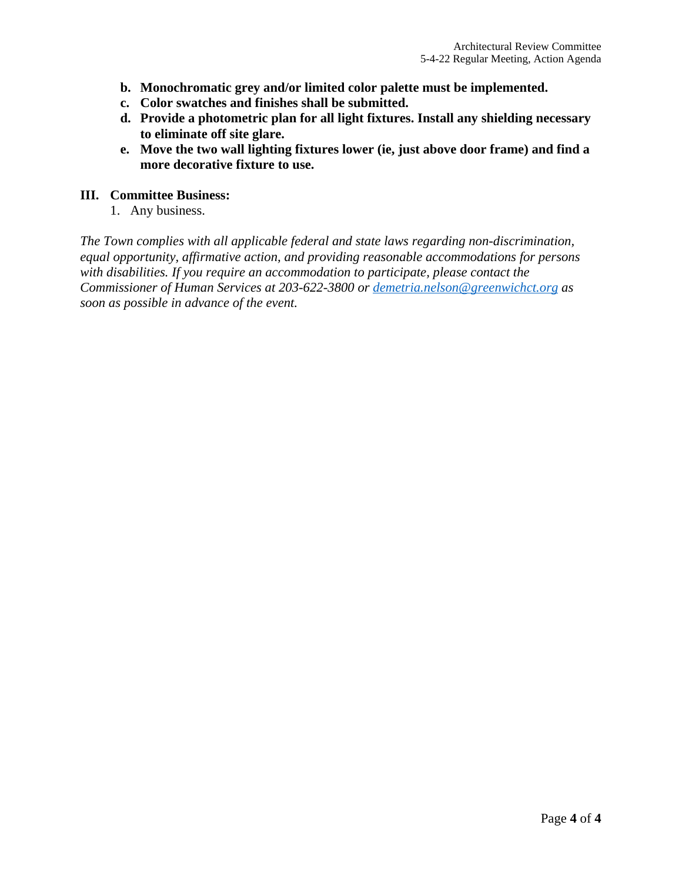**b. Monochromatic grey and/or limited color palette must be implemented.**

**c. Color swatches and finishes shall be submitted.**

**d. Provide a photometric plan for all light fixtures. Install any shielding necessary to eliminate off site glare.**

**e. Move the two wall lighting fixtures lower (ie, just above door frame) and find a more decorative fixture to use.**

## III. Committee Business:

1. Any business.

*The Town complies with all applicable federal and state laws regarding non-discrimination, equal opportunity, affirmative action, and providing reasonable accommodations for persons with disabilities. If you require an accommodation to participate, please contact the Commissioner of Human Services at 203-622-3800 or [demetria.nelson@greenwichct.org](mailto:demetria.nelson@greenwichct.org) as soon as possible in advance of the event.*